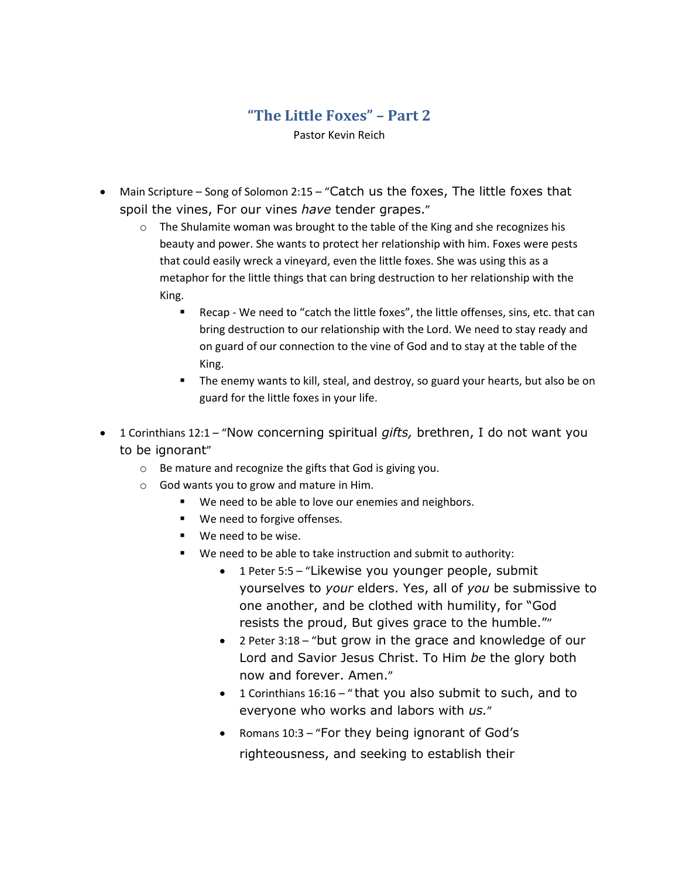# "The Little Foxes" – Part 2

Pastor Kevin Reich

- Main Scripture – Song of Solomon 2:15 – "Catch us the foxes, The little foxes that spoil the vines, For our vines *have* tender grapes."
  - The Shulamite woman was brought to the table of the King and she recognizes his beauty and power. She wants to protect her relationship with him. Foxes were pests that could easily wreck a vineyard, even the little foxes. She was using this as a metaphor for the little things that can bring destruction to her relationship with the King.
    - Recap - We need to "catch the little foxes", the little offenses, sins, etc. that can bring destruction to our relationship with the Lord. We need to stay ready and on guard of our connection to the vine of God and to stay at the table of the King.
    - The enemy wants to kill, steal, and destroy, so guard your hearts, but also be on guard for the little foxes in your life.

- 1 Corinthians 12:1 – "Now concerning spiritual *gifts,* brethren, I do not want you to be ignorant"
  - Be mature and recognize the gifts that God is giving you.
  - God wants you to grow and mature in Him.
    - We need to be able to love our enemies and neighbors.
    - We need to forgive offenses.
    - We need to be wise.
    - We need to be able to take instruction and submit to authority:
      - 1 Peter 5:5 – "Likewise you younger people, submit yourselves to *your* elders. Yes, all of *you* be submissive to one another, and be clothed with humility, for "God resists the proud, But gives grace to the humble.""
      - 2 Peter 3:18 – "but grow in the grace and knowledge of our Lord and Savior Jesus Christ. To Him *be* the glory both now and forever. Amen."
      - 1 Corinthians 16:16 – "that you also submit to such, and to everyone who works and labors with *us.*"
      - Romans 10:3 – "For they being ignorant of God's righteousness, and seeking to establish their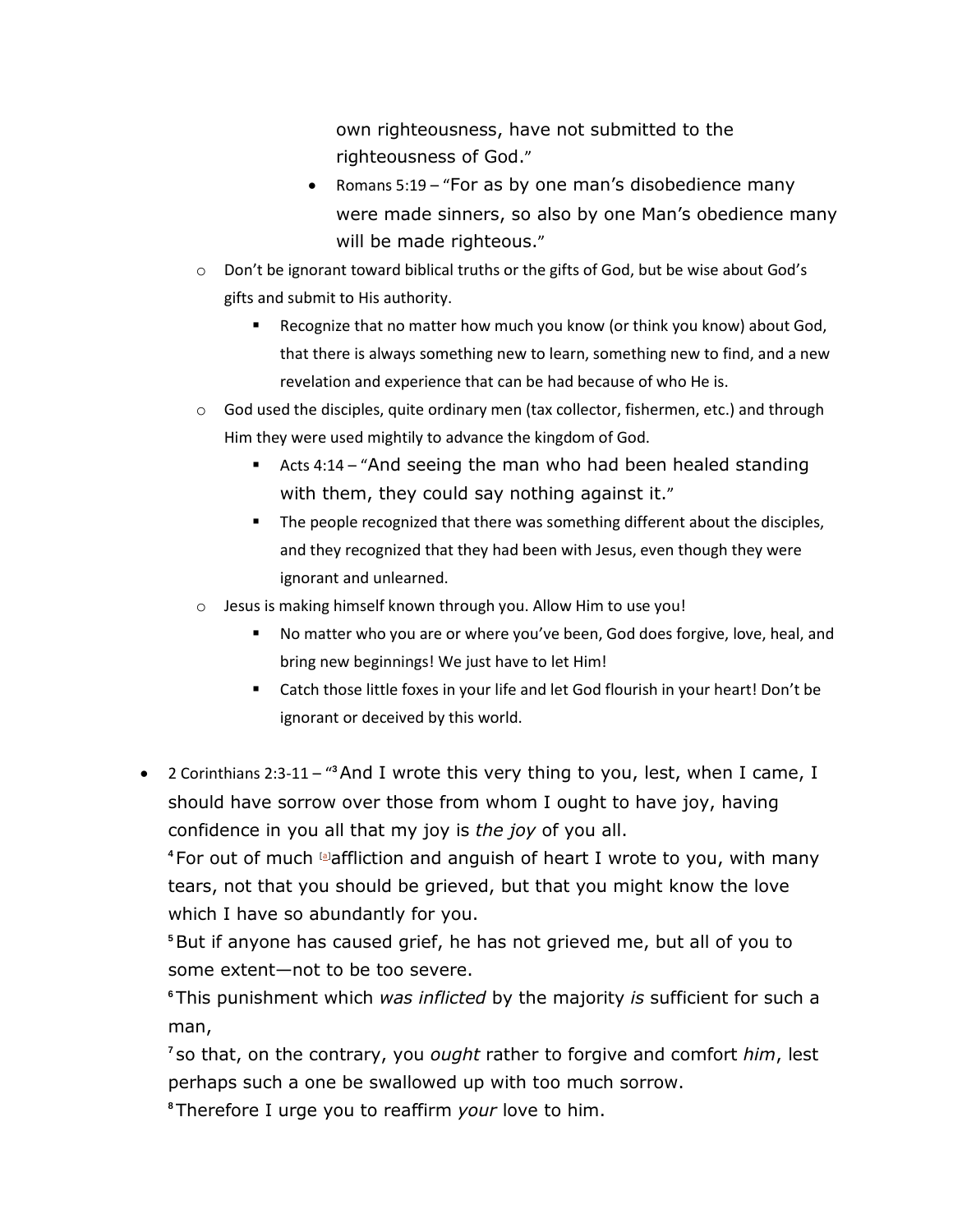own righteousness, have not submitted to the righteousness of God."
      - Romans 5:19 – "For as by one man's disobedience many were made sinners, so also by one Man's obedience many will be made righteous."
  - Don't be ignorant toward biblical truths or the gifts of God, but be wise about God's gifts and submit to His authority.
    - Recognize that no matter how much you know (or think you know) about God, that there is always something new to learn, something new to find, and a new revelation and experience that can be had because of who He is.
  - God used the disciples, quite ordinary men (tax collector, fishermen, etc.) and through Him they were used mightily to advance the kingdom of God.
    - Acts 4:14 – "And seeing the man who had been healed standing with them, they could say nothing against it."
    - The people recognized that there was something different about the disciples, and they recognized that they had been with Jesus, even though they were ignorant and unlearned.
  - Jesus is making himself known through you. Allow Him to use you!
    - No matter who you are or where you've been, God does forgive, love, heal, and bring new beginnings! We just have to let Him!
    - Catch those little foxes in your life and let God flourish in your heart! Don't be ignorant or deceived by this world.

- 2 Corinthians 2:3-11 – "[3] And I wrote this very thing to you, lest, when I came, I should have sorrow over those from whom I ought to have joy, having confidence in you all that my joy is *the joy* of you all.
  [4] For out of much [a]affliction and anguish of heart I wrote to you, with many tears, not that you should be grieved, but that you might know the love which I have so abundantly for you.
  [5] But if anyone has caused grief, he has not grieved me, but all of you to some extent—not to be too severe.
  [6] This punishment which *was inflicted* by the majority *is* sufficient for such a man,
  [7] so that, on the contrary, you *ought* rather to forgive and comfort *him*, lest perhaps such a one be swallowed up with too much sorrow.
  [8] Therefore I urge you to reaffirm *your* love to him.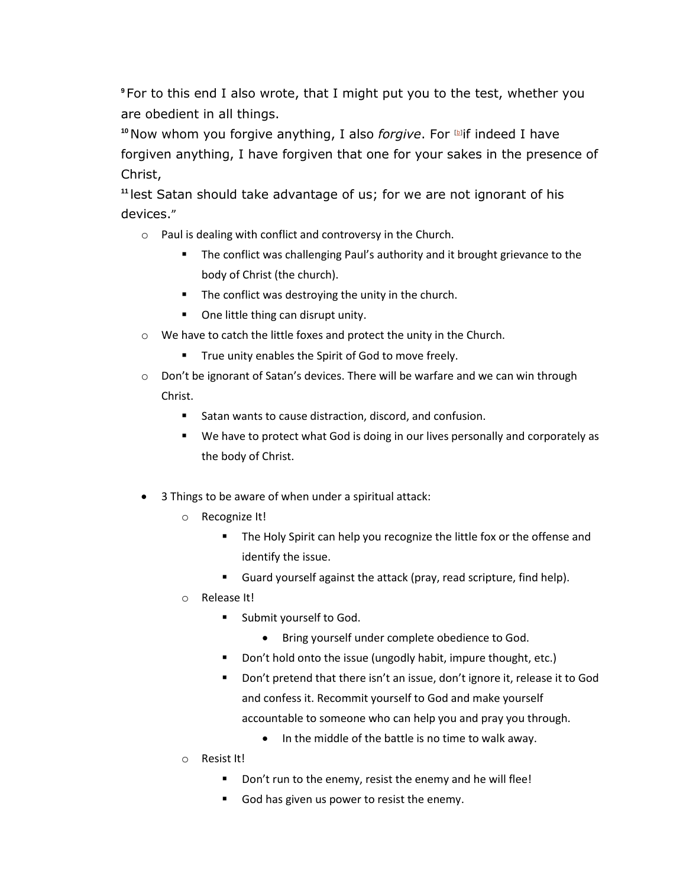[9] For to this end I also wrote, that I might put you to the test, whether you are obedient in all things.
[10] Now whom you forgive anything, I also *forgive*. For [b]if indeed I have forgiven anything, I have forgiven that one for your sakes in the presence of Christ,
[11] lest Satan should take advantage of us; for we are not ignorant of his devices."

- Paul is dealing with conflict and controversy in the Church.
  - The conflict was challenging Paul's authority and it brought grievance to the body of Christ (the church).
  - The conflict was destroying the unity in the church.
  - One little thing can disrupt unity.
- We have to catch the little foxes and protect the unity in the Church.
  - True unity enables the Spirit of God to move freely.
- Don't be ignorant of Satan's devices. There will be warfare and we can win through Christ.
  - Satan wants to cause distraction, discord, and confusion.
  - We have to protect what God is doing in our lives personally and corporately as the body of Christ.

- 3 Things to be aware of when under a spiritual attack:
  - Recognize It!
    - The Holy Spirit can help you recognize the little fox or the offense and identify the issue.
    - Guard yourself against the attack (pray, read scripture, find help).
  - Release It!
    - Submit yourself to God.
      - Bring yourself under complete obedience to God.
    - Don't hold onto the issue (ungodly habit, impure thought, etc.)
    - Don't pretend that there isn't an issue, don't ignore it, release it to God and confess it. Recommit yourself to God and make yourself accountable to someone who can help you and pray you through.
      - In the middle of the battle is no time to walk away.
  - Resist It!
    - Don't run to the enemy, resist the enemy and he will flee!
    - God has given us power to resist the enemy.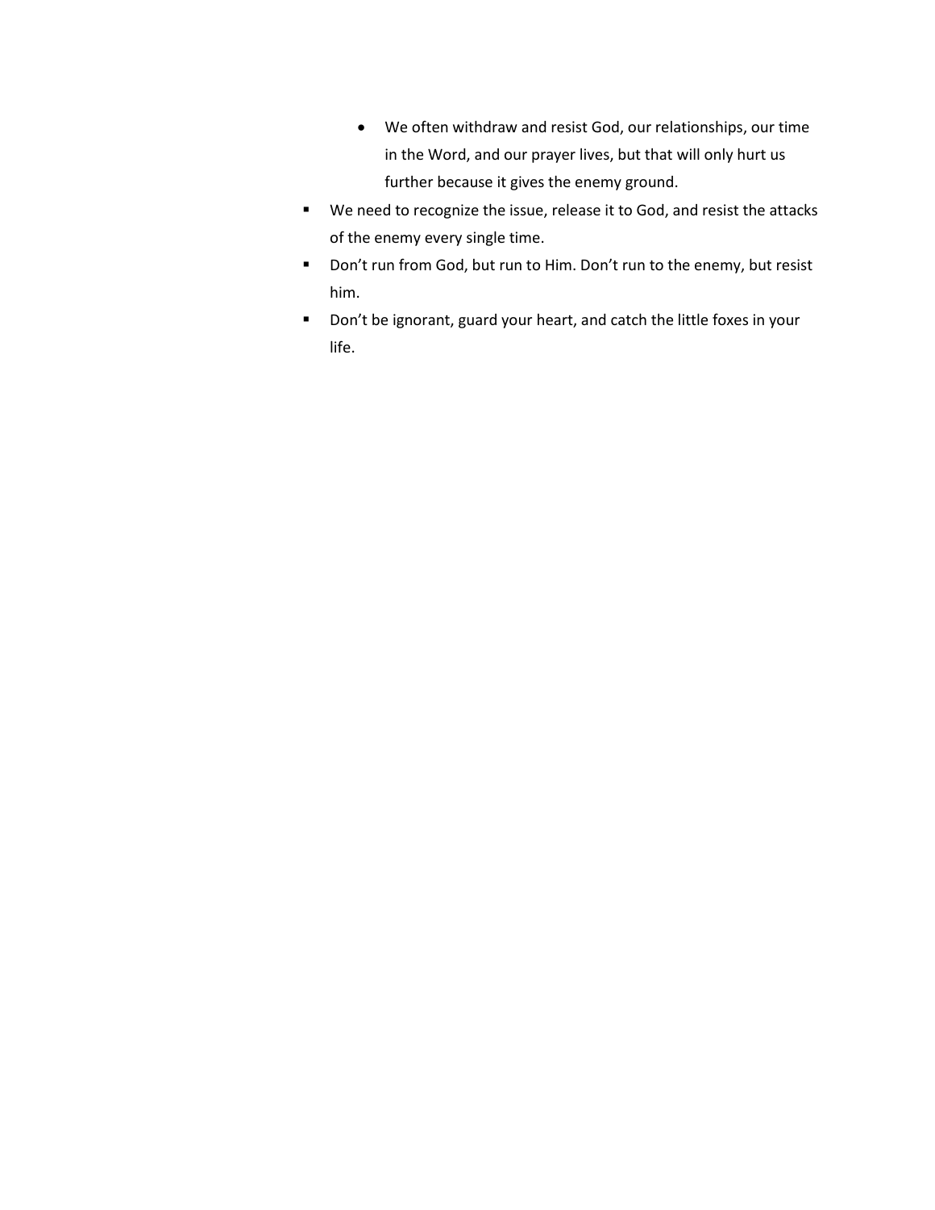- We often withdraw and resist God, our relationships, our time in the Word, and our prayer lives, but that will only hurt us further because it gives the enemy ground.
  - We need to recognize the issue, release it to God, and resist the attacks of the enemy every single time.
  - Don't run from God, but run to Him. Don't run to the enemy, but resist him.
  - Don't be ignorant, guard your heart, and catch the little foxes in your life.